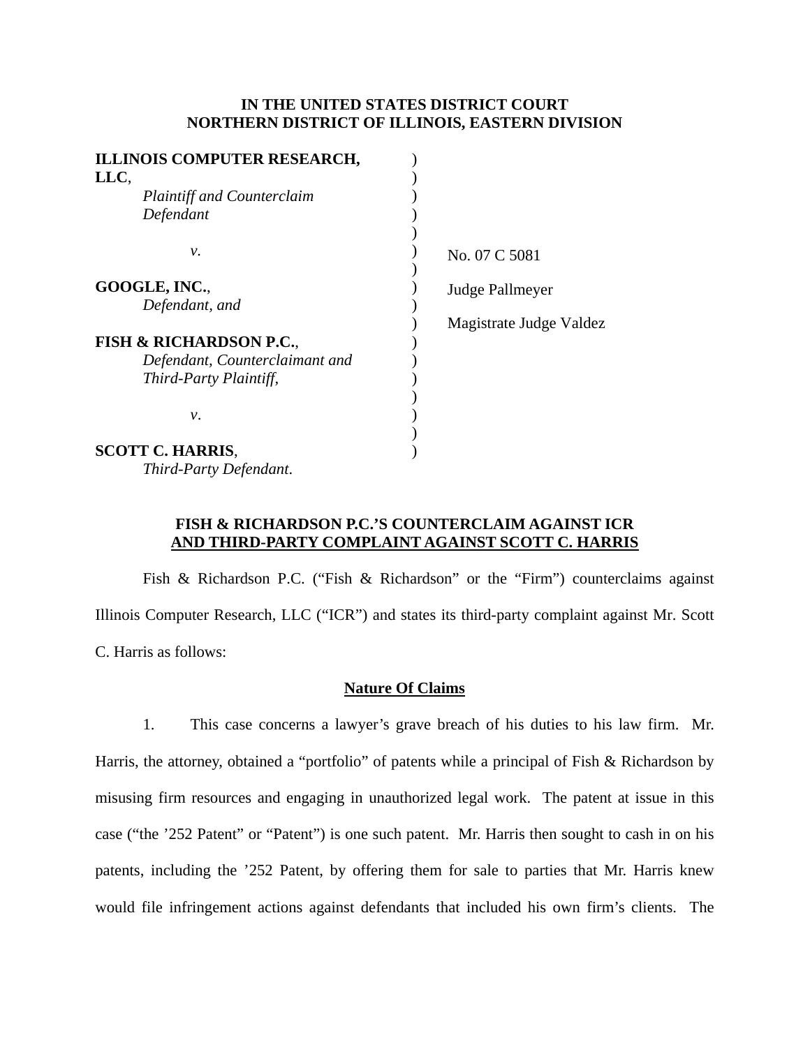**IN THE UNITED STATES DISTRICT COURT**
**NORTHERN DISTRICT OF ILLINOIS, EASTERN DIVISION**

| | | |
|---|---|---|
| **ILLINOIS COMPUTER RESEARCH, LLC**,<br>*Plaintiff and Counterclaim Defendant* | ) | |
| *v.* | ) | No. 07 C 5081 |
| **GOOGLE, INC.**,<br>*Defendant, and* | ) | Judge Pallmeyer |
| **FISH & RICHARDSON P.C.**,<br>*Defendant, Counterclaimant and Third-Party Plaintiff,* | ) | Magistrate Judge Valdez |
| *v.* | ) | |
| **SCOTT C. HARRIS**,<br>*Third-Party Defendant.* | ) | |

**FISH & RICHARDSON P.C.'S COUNTERCLAIM AGAINST ICR AND THIRD-PARTY COMPLAINT AGAINST SCOTT C. HARRIS**

Fish & Richardson P.C. ("Fish & Richardson" or the "Firm") counterclaims against Illinois Computer Research, LLC ("ICR") and states its third-party complaint against Mr. Scott C. Harris as follows:

## Nature Of Claims

1. This case concerns a lawyer's grave breach of his duties to his law firm. Mr. Harris, the attorney, obtained a "portfolio" of patents while a principal of Fish & Richardson by misusing firm resources and engaging in unauthorized legal work. The patent at issue in this case ("the '252 Patent" or "Patent") is one such patent. Mr. Harris then sought to cash in on his patents, including the '252 Patent, by offering them for sale to parties that Mr. Harris knew would file infringement actions against defendants that included his own firm's clients. The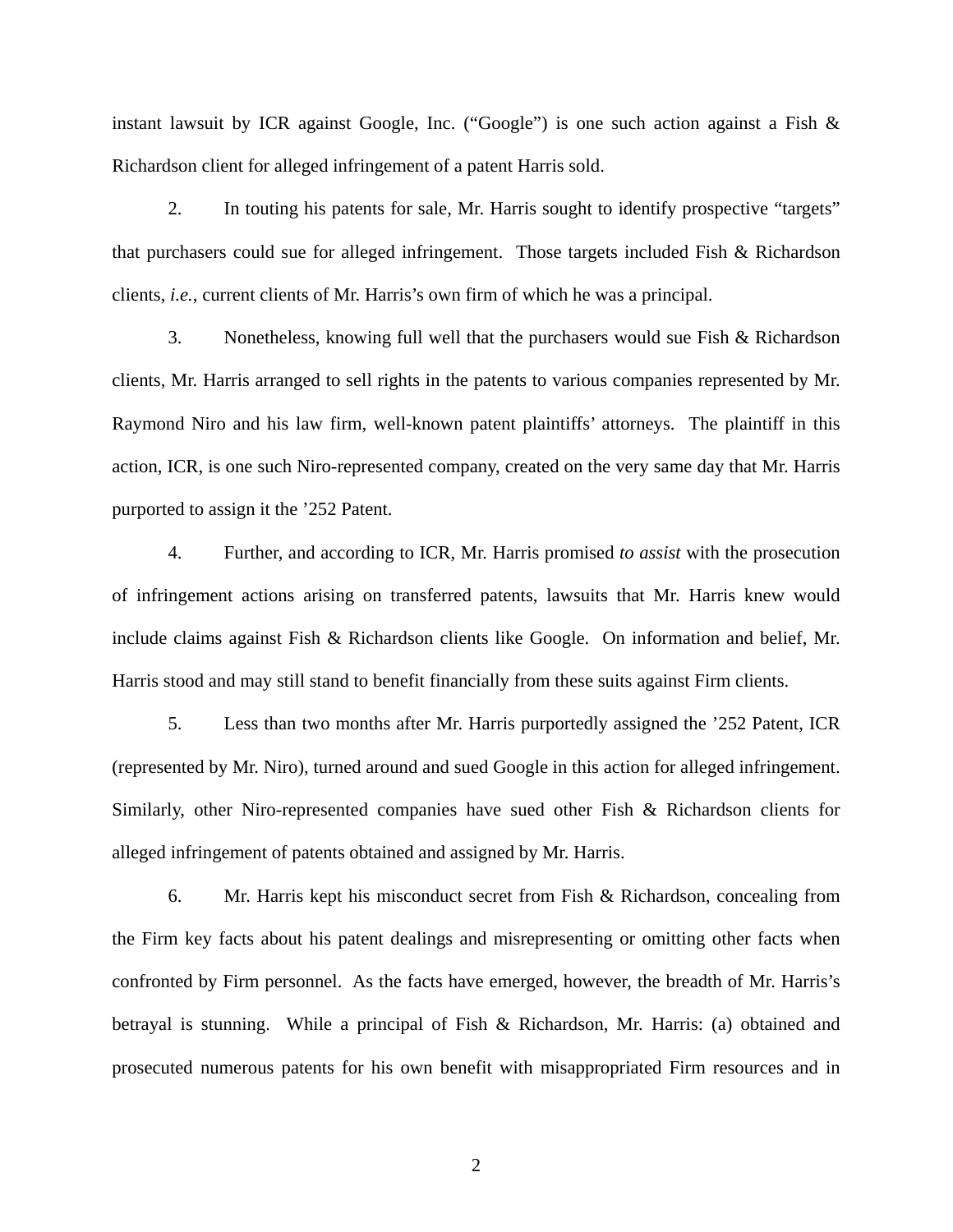instant lawsuit by ICR against Google, Inc. ("Google") is one such action against a Fish & Richardson client for alleged infringement of a patent Harris sold.

2. In touting his patents for sale, Mr. Harris sought to identify prospective "targets" that purchasers could sue for alleged infringement. Those targets included Fish & Richardson clients, *i.e.*, current clients of Mr. Harris's own firm of which he was a principal.

3. Nonetheless, knowing full well that the purchasers would sue Fish & Richardson clients, Mr. Harris arranged to sell rights in the patents to various companies represented by Mr. Raymond Niro and his law firm, well-known patent plaintiffs' attorneys. The plaintiff in this action, ICR, is one such Niro-represented company, created on the very same day that Mr. Harris purported to assign it the '252 Patent.

4. Further, and according to ICR, Mr. Harris promised *to assist* with the prosecution of infringement actions arising on transferred patents, lawsuits that Mr. Harris knew would include claims against Fish & Richardson clients like Google. On information and belief, Mr. Harris stood and may still stand to benefit financially from these suits against Firm clients.

5. Less than two months after Mr. Harris purportedly assigned the '252 Patent, ICR (represented by Mr. Niro), turned around and sued Google in this action for alleged infringement. Similarly, other Niro-represented companies have sued other Fish & Richardson clients for alleged infringement of patents obtained and assigned by Mr. Harris.

6. Mr. Harris kept his misconduct secret from Fish & Richardson, concealing from the Firm key facts about his patent dealings and misrepresenting or omitting other facts when confronted by Firm personnel. As the facts have emerged, however, the breadth of Mr. Harris's betrayal is stunning. While a principal of Fish & Richardson, Mr. Harris: (a) obtained and prosecuted numerous patents for his own benefit with misappropriated Firm resources and in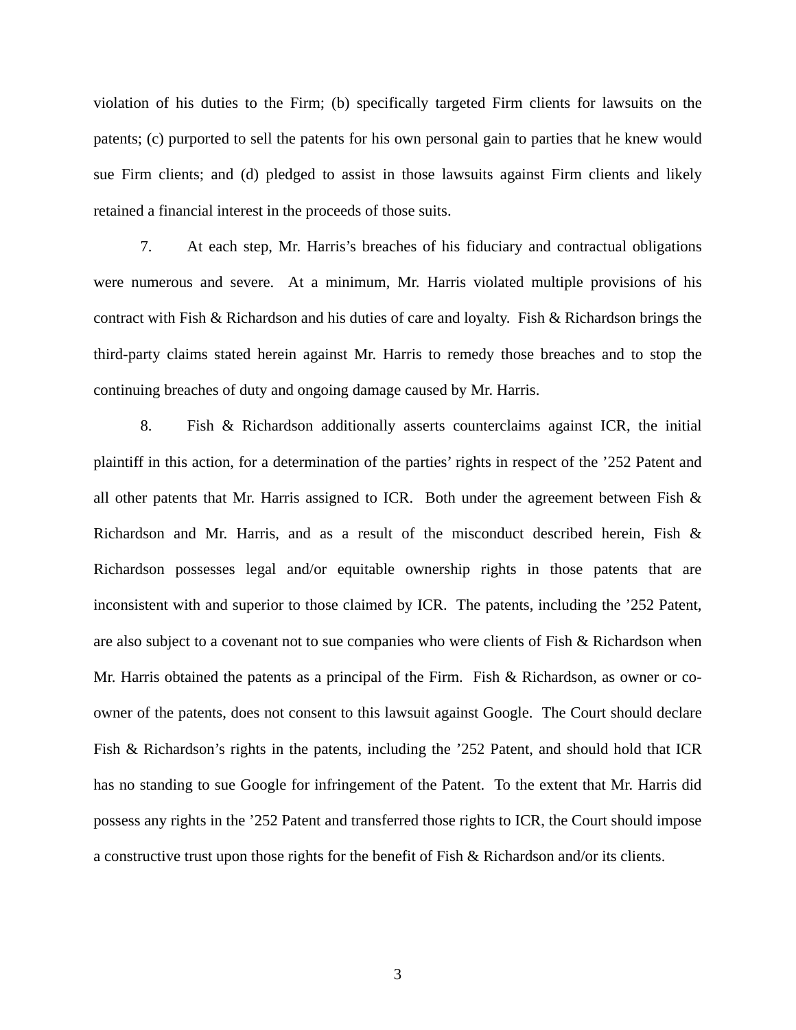violation of his duties to the Firm; (b) specifically targeted Firm clients for lawsuits on the patents; (c) purported to sell the patents for his own personal gain to parties that he knew would sue Firm clients; and (d) pledged to assist in those lawsuits against Firm clients and likely retained a financial interest in the proceeds of those suits.

7. At each step, Mr. Harris's breaches of his fiduciary and contractual obligations were numerous and severe. At a minimum, Mr. Harris violated multiple provisions of his contract with Fish & Richardson and his duties of care and loyalty. Fish & Richardson brings the third-party claims stated herein against Mr. Harris to remedy those breaches and to stop the continuing breaches of duty and ongoing damage caused by Mr. Harris.

8. Fish & Richardson additionally asserts counterclaims against ICR, the initial plaintiff in this action, for a determination of the parties' rights in respect of the '252 Patent and all other patents that Mr. Harris assigned to ICR. Both under the agreement between Fish & Richardson and Mr. Harris, and as a result of the misconduct described herein, Fish & Richardson possesses legal and/or equitable ownership rights in those patents that are inconsistent with and superior to those claimed by ICR. The patents, including the '252 Patent, are also subject to a covenant not to sue companies who were clients of Fish & Richardson when Mr. Harris obtained the patents as a principal of the Firm. Fish & Richardson, as owner or co-owner of the patents, does not consent to this lawsuit against Google. The Court should declare Fish & Richardson's rights in the patents, including the '252 Patent, and should hold that ICR has no standing to sue Google for infringement of the Patent. To the extent that Mr. Harris did possess any rights in the '252 Patent and transferred those rights to ICR, the Court should impose a constructive trust upon those rights for the benefit of Fish & Richardson and/or its clients.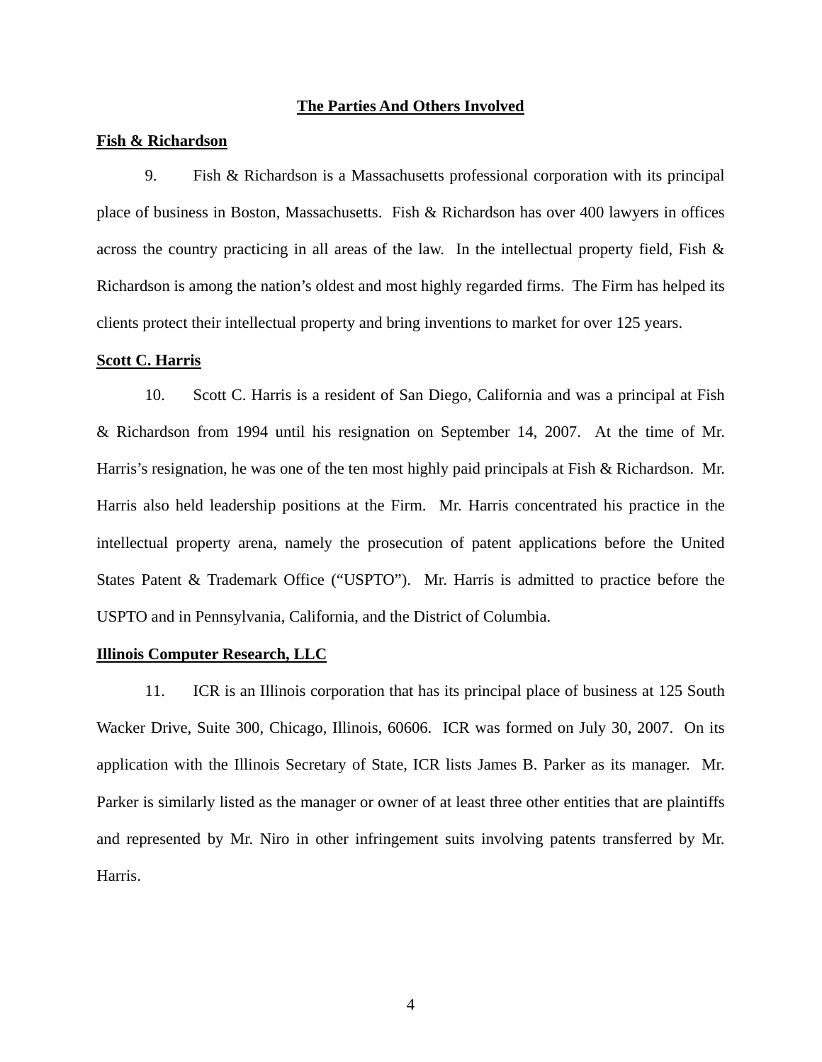## The Parties And Others Involved

**Fish & Richardson**

9. Fish & Richardson is a Massachusetts professional corporation with its principal place of business in Boston, Massachusetts. Fish & Richardson has over 400 lawyers in offices across the country practicing in all areas of the law. In the intellectual property field, Fish & Richardson is among the nation's oldest and most highly regarded firms. The Firm has helped its clients protect their intellectual property and bring inventions to market for over 125 years.

**Scott C. Harris**

10. Scott C. Harris is a resident of San Diego, California and was a principal at Fish & Richardson from 1994 until his resignation on September 14, 2007. At the time of Mr. Harris's resignation, he was one of the ten most highly paid principals at Fish & Richardson. Mr. Harris also held leadership positions at the Firm. Mr. Harris concentrated his practice in the intellectual property arena, namely the prosecution of patent applications before the United States Patent & Trademark Office ("USPTO"). Mr. Harris is admitted to practice before the USPTO and in Pennsylvania, California, and the District of Columbia.

**Illinois Computer Research, LLC**

11. ICR is an Illinois corporation that has its principal place of business at 125 South Wacker Drive, Suite 300, Chicago, Illinois, 60606. ICR was formed on July 30, 2007. On its application with the Illinois Secretary of State, ICR lists James B. Parker as its manager. Mr. Parker is similarly listed as the manager or owner of at least three other entities that are plaintiffs and represented by Mr. Niro in other infringement suits involving patents transferred by Mr. Harris.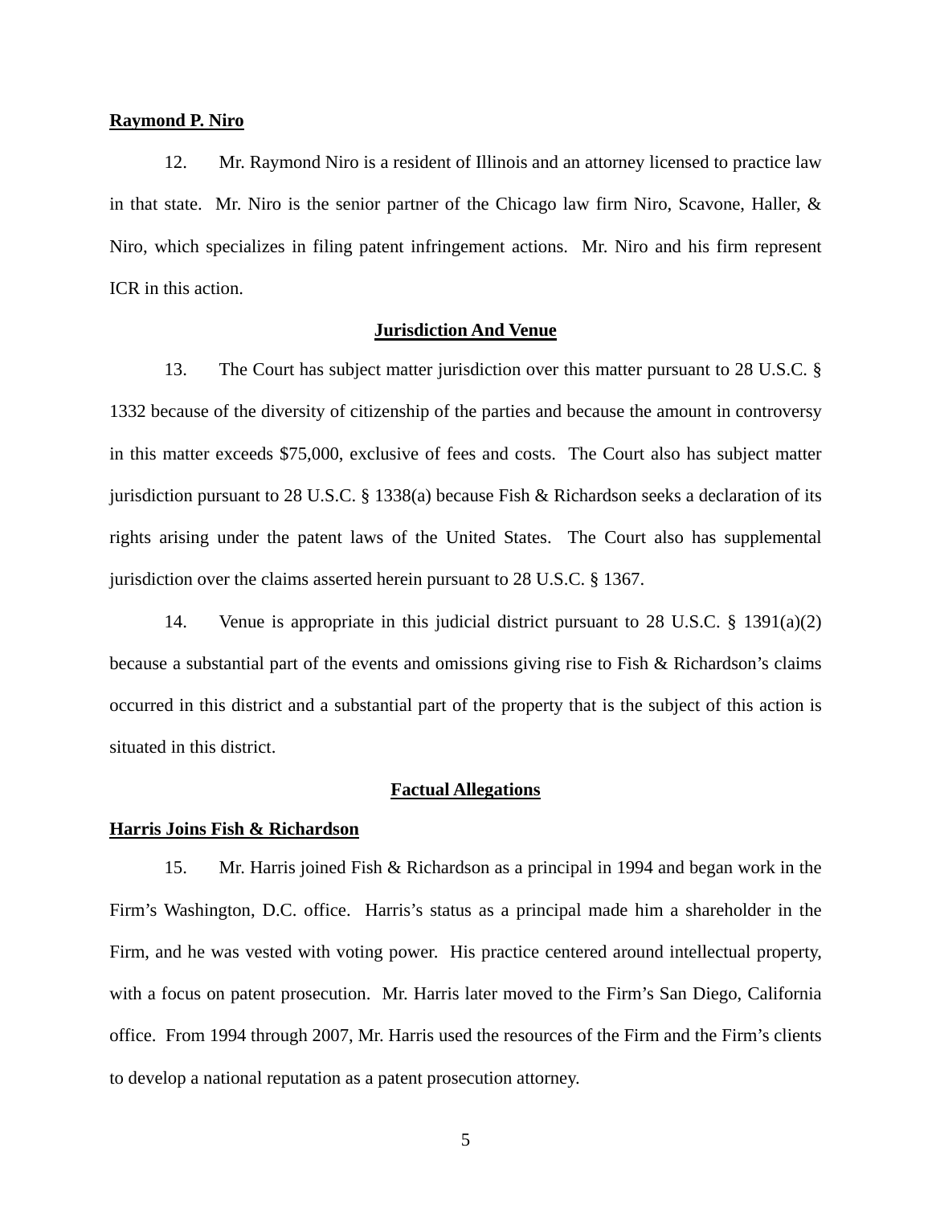**Raymond P. Niro**

12. Mr. Raymond Niro is a resident of Illinois and an attorney licensed to practice law in that state. Mr. Niro is the senior partner of the Chicago law firm Niro, Scavone, Haller, & Niro, which specializes in filing patent infringement actions. Mr. Niro and his firm represent ICR in this action.

**Jurisdiction And Venue**

13. The Court has subject matter jurisdiction over this matter pursuant to 28 U.S.C. § 1332 because of the diversity of citizenship of the parties and because the amount in controversy in this matter exceeds $75,000, exclusive of fees and costs. The Court also has subject matter jurisdiction pursuant to 28 U.S.C. § 1338(a) because Fish & Richardson seeks a declaration of its rights arising under the patent laws of the United States. The Court also has supplemental jurisdiction over the claims asserted herein pursuant to 28 U.S.C. § 1367.

14. Venue is appropriate in this judicial district pursuant to 28 U.S.C. § 1391(a)(2) because a substantial part of the events and omissions giving rise to Fish & Richardson's claims occurred in this district and a substantial part of the property that is the subject of this action is situated in this district.

**Factual Allegations**

**Harris Joins Fish & Richardson**

15. Mr. Harris joined Fish & Richardson as a principal in 1994 and began work in the Firm's Washington, D.C. office. Harris's status as a principal made him a shareholder in the Firm, and he was vested with voting power. His practice centered around intellectual property, with a focus on patent prosecution. Mr. Harris later moved to the Firm's San Diego, California office. From 1994 through 2007, Mr. Harris used the resources of the Firm and the Firm's clients to develop a national reputation as a patent prosecution attorney.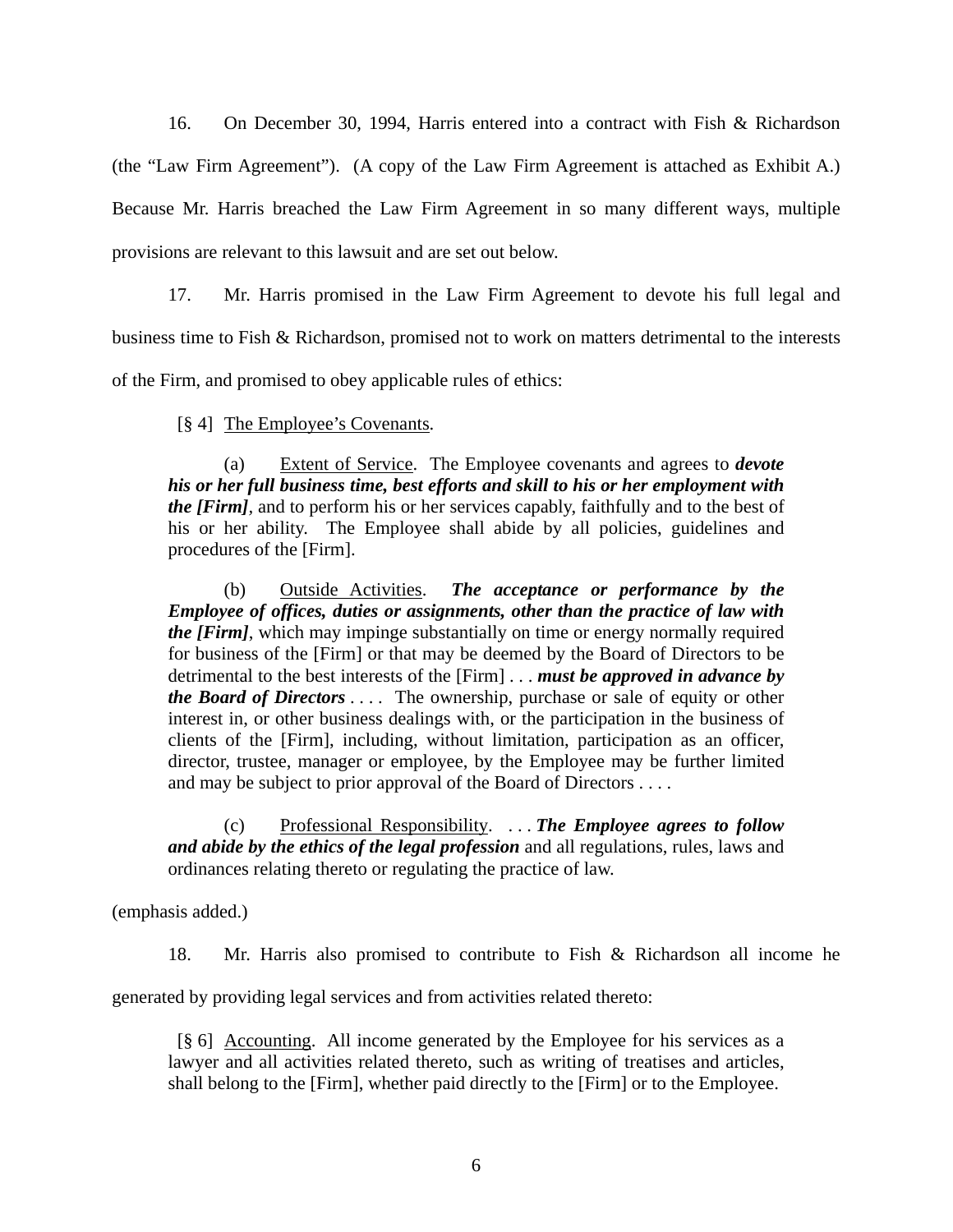16. On December 30, 1994, Harris entered into a contract with Fish & Richardson (the "Law Firm Agreement"). (A copy of the Law Firm Agreement is attached as Exhibit A.) Because Mr. Harris breached the Law Firm Agreement in so many different ways, multiple provisions are relevant to this lawsuit and are set out below.

17. Mr. Harris promised in the Law Firm Agreement to devote his full legal and business time to Fish & Richardson, promised not to work on matters detrimental to the interests of the Firm, and promised to obey applicable rules of ethics:

> [§ 4] <u>The Employee's Covenants</u>.
>
> (a) <u>Extent of Service</u>. The Employee covenants and agrees to ***devote his or her full business time, best efforts and skill to his or her employment with the [Firm]***, and to perform his or her services capably, faithfully and to the best of his or her ability. The Employee shall abide by all policies, guidelines and procedures of the [Firm].
>
> (b) <u>Outside Activities</u>. ***The acceptance or performance by the Employee of offices, duties or assignments, other than the practice of law with the [Firm]***, which may impinge substantially on time or energy normally required for business of the [Firm] or that may be deemed by the Board of Directors to be detrimental to the best interests of the [Firm] . . . ***must be approved in advance by the Board of Directors*** . . . . The ownership, purchase or sale of equity or other interest in, or other business dealings with, or the participation in the business of clients of the [Firm], including, without limitation, participation as an officer, director, trustee, manager or employee, by the Employee may be further limited and may be subject to prior approval of the Board of Directors . . . .
>
> (c) <u>Professional Responsibility</u>. . . . ***The Employee agrees to follow and abide by the ethics of the legal profession*** and all regulations, rules, laws and ordinances relating thereto or regulating the practice of law.

(emphasis added.)

18. Mr. Harris also promised to contribute to Fish & Richardson all income he generated by providing legal services and from activities related thereto:

> [§ 6] <u>Accounting</u>. All income generated by the Employee for his services as a lawyer and all activities related thereto, such as writing of treatises and articles, shall belong to the [Firm], whether paid directly to the [Firm] or to the Employee.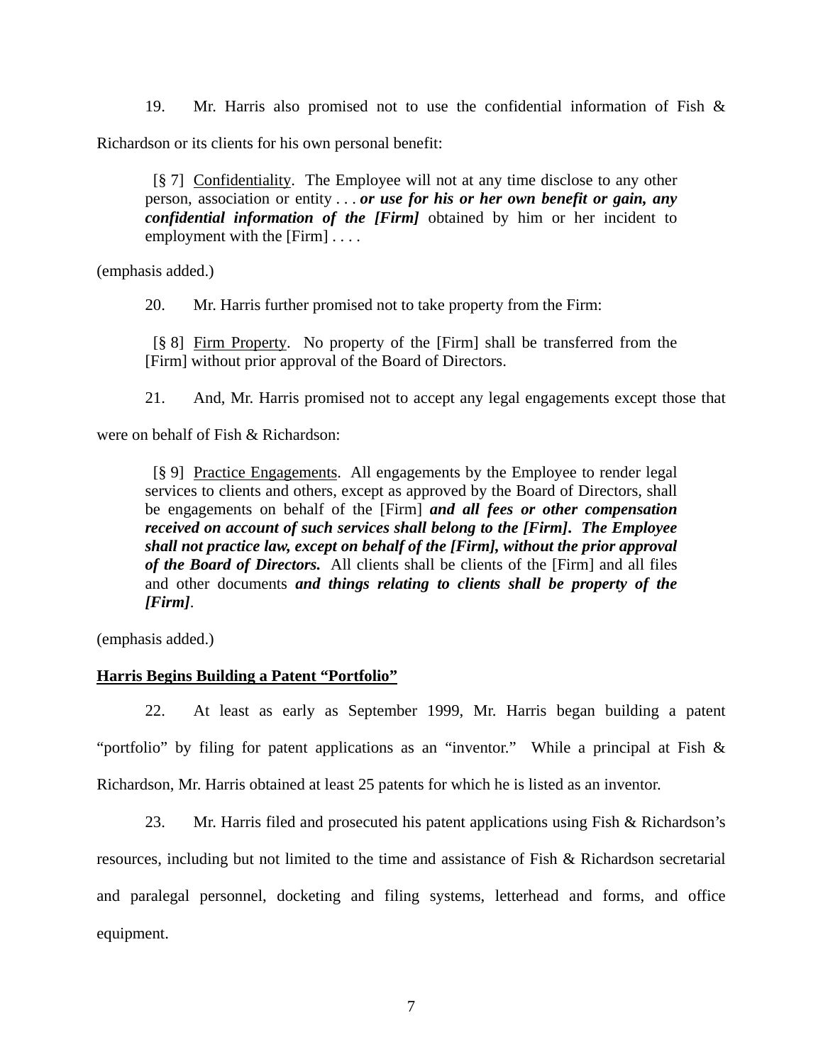19. Mr. Harris also promised not to use the confidential information of Fish & Richardson or its clients for his own personal benefit:

> [§ 7] <u>Confidentiality</u>. The Employee will not at any time disclose to any other person, association or entity . . . ***or use for his or her own benefit or gain, any confidential information of the [Firm]*** obtained by him or her incident to employment with the [Firm] . . . .

(emphasis added.)

20. Mr. Harris further promised not to take property from the Firm:

> [§ 8] <u>Firm Property</u>. No property of the [Firm] shall be transferred from the [Firm] without prior approval of the Board of Directors.

21. And, Mr. Harris promised not to accept any legal engagements except those that were on behalf of Fish & Richardson:

> [§ 9] <u>Practice Engagements</u>. All engagements by the Employee to render legal services to clients and others, except as approved by the Board of Directors, shall be engagements on behalf of the [Firm] ***and all fees or other compensation received on account of such services shall belong to the [Firm]. The Employee shall not practice law, except on behalf of the [Firm], without the prior approval of the Board of Directors.*** All clients shall be clients of the [Firm] and all files and other documents ***and things relating to clients shall be property of the [Firm]***.

(emphasis added.)

**<u>Harris Begins Building a Patent "Portfolio"</u>**

22. At least as early as September 1999, Mr. Harris began building a patent "portfolio" by filing for patent applications as an "inventor." While a principal at Fish & Richardson, Mr. Harris obtained at least 25 patents for which he is listed as an inventor.

23. Mr. Harris filed and prosecuted his patent applications using Fish & Richardson's resources, including but not limited to the time and assistance of Fish & Richardson secretarial and paralegal personnel, docketing and filing systems, letterhead and forms, and office equipment.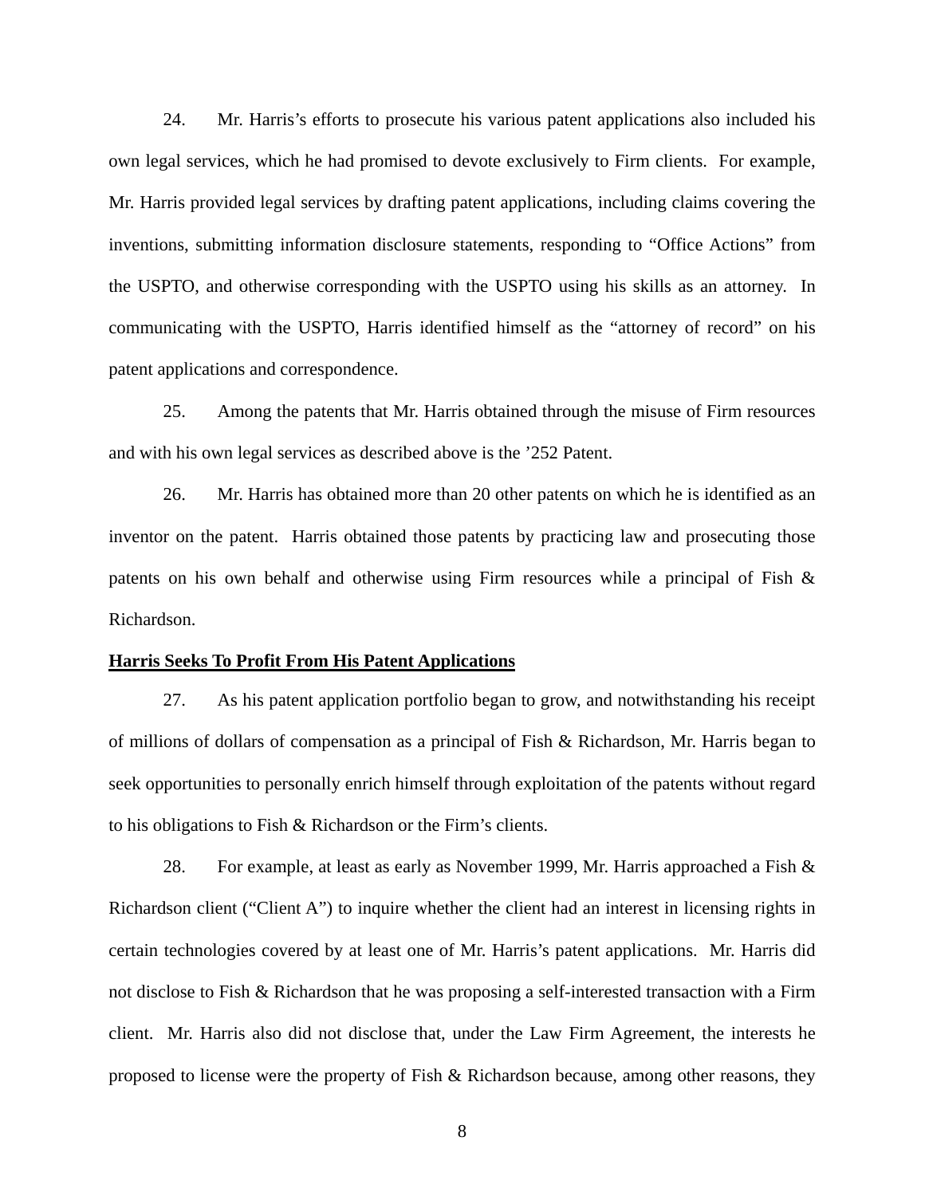24. Mr. Harris's efforts to prosecute his various patent applications also included his own legal services, which he had promised to devote exclusively to Firm clients. For example, Mr. Harris provided legal services by drafting patent applications, including claims covering the inventions, submitting information disclosure statements, responding to "Office Actions" from the USPTO, and otherwise corresponding with the USPTO using his skills as an attorney. In communicating with the USPTO, Harris identified himself as the "attorney of record" on his patent applications and correspondence.

25. Among the patents that Mr. Harris obtained through the misuse of Firm resources and with his own legal services as described above is the '252 Patent.

26. Mr. Harris has obtained more than 20 other patents on which he is identified as an inventor on the patent. Harris obtained those patents by practicing law and prosecuting those patents on his own behalf and otherwise using Firm resources while a principal of Fish & Richardson.

**Harris Seeks To Profit From His Patent Applications**

27. As his patent application portfolio began to grow, and notwithstanding his receipt of millions of dollars of compensation as a principal of Fish & Richardson, Mr. Harris began to seek opportunities to personally enrich himself through exploitation of the patents without regard to his obligations to Fish & Richardson or the Firm's clients.

28. For example, at least as early as November 1999, Mr. Harris approached a Fish & Richardson client ("Client A") to inquire whether the client had an interest in licensing rights in certain technologies covered by at least one of Mr. Harris's patent applications. Mr. Harris did not disclose to Fish & Richardson that he was proposing a self-interested transaction with a Firm client. Mr. Harris also did not disclose that, under the Law Firm Agreement, the interests he proposed to license were the property of Fish & Richardson because, among other reasons, they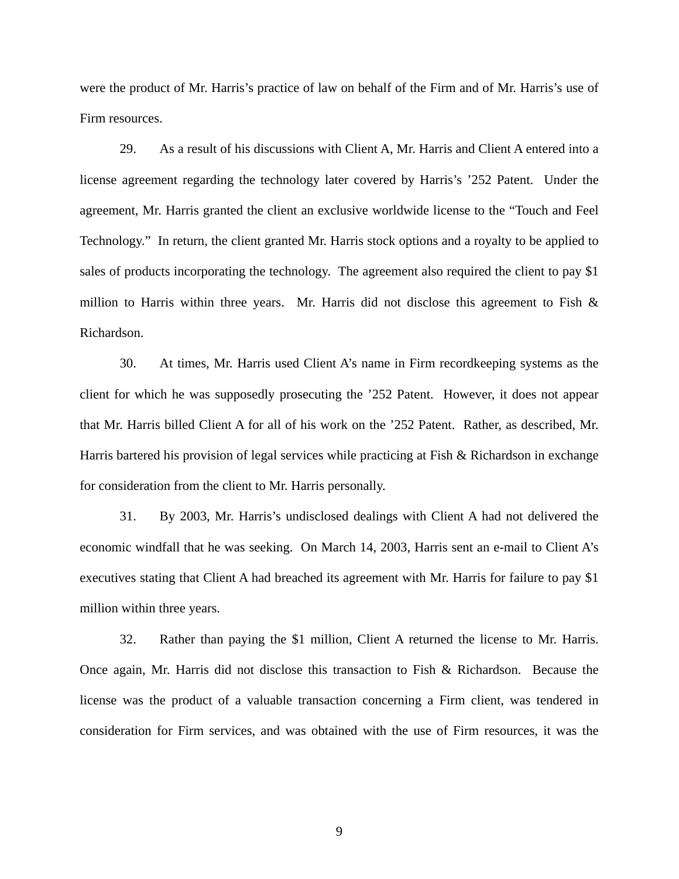were the product of Mr. Harris's practice of law on behalf of the Firm and of Mr. Harris's use of Firm resources.

29. As a result of his discussions with Client A, Mr. Harris and Client A entered into a license agreement regarding the technology later covered by Harris's '252 Patent. Under the agreement, Mr. Harris granted the client an exclusive worldwide license to the "Touch and Feel Technology." In return, the client granted Mr. Harris stock options and a royalty to be applied to sales of products incorporating the technology. The agreement also required the client to pay $1 million to Harris within three years. Mr. Harris did not disclose this agreement to Fish & Richardson.

30. At times, Mr. Harris used Client A's name in Firm recordkeeping systems as the client for which he was supposedly prosecuting the '252 Patent. However, it does not appear that Mr. Harris billed Client A for all of his work on the '252 Patent. Rather, as described, Mr. Harris bartered his provision of legal services while practicing at Fish & Richardson in exchange for consideration from the client to Mr. Harris personally.

31. By 2003, Mr. Harris's undisclosed dealings with Client A had not delivered the economic windfall that he was seeking. On March 14, 2003, Harris sent an e-mail to Client A's executives stating that Client A had breached its agreement with Mr. Harris for failure to pay $1 million within three years.

32. Rather than paying the $1 million, Client A returned the license to Mr. Harris. Once again, Mr. Harris did not disclose this transaction to Fish & Richardson. Because the license was the product of a valuable transaction concerning a Firm client, was tendered in consideration for Firm services, and was obtained with the use of Firm resources, it was the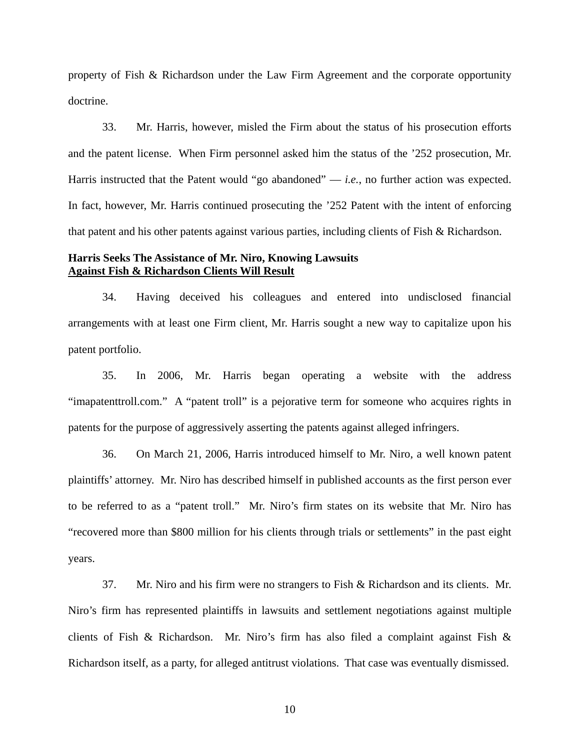property of Fish & Richardson under the Law Firm Agreement and the corporate opportunity doctrine.

33. Mr. Harris, however, misled the Firm about the status of his prosecution efforts and the patent license. When Firm personnel asked him the status of the ’252 prosecution, Mr. Harris instructed that the Patent would “go abandoned” — *i.e.*, no further action was expected. In fact, however, Mr. Harris continued prosecuting the ’252 Patent with the intent of enforcing that patent and his other patents against various parties, including clients of Fish & Richardson.

**Harris Seeks The Assistance of Mr. Niro, Knowing Lawsuits Against Fish & Richardson Clients Will Result**

34. Having deceived his colleagues and entered into undisclosed financial arrangements with at least one Firm client, Mr. Harris sought a new way to capitalize upon his patent portfolio.

35. In 2006, Mr. Harris began operating a website with the address “imapatenttroll.com.” A “patent troll” is a pejorative term for someone who acquires rights in patents for the purpose of aggressively asserting the patents against alleged infringers.

36. On March 21, 2006, Harris introduced himself to Mr. Niro, a well known patent plaintiffs’ attorney. Mr. Niro has described himself in published accounts as the first person ever to be referred to as a “patent troll.” Mr. Niro’s firm states on its website that Mr. Niro has “recovered more than $800 million for his clients through trials or settlements” in the past eight years.

37. Mr. Niro and his firm were no strangers to Fish & Richardson and its clients. Mr. Niro’s firm has represented plaintiffs in lawsuits and settlement negotiations against multiple clients of Fish & Richardson. Mr. Niro’s firm has also filed a complaint against Fish & Richardson itself, as a party, for alleged antitrust violations. That case was eventually dismissed.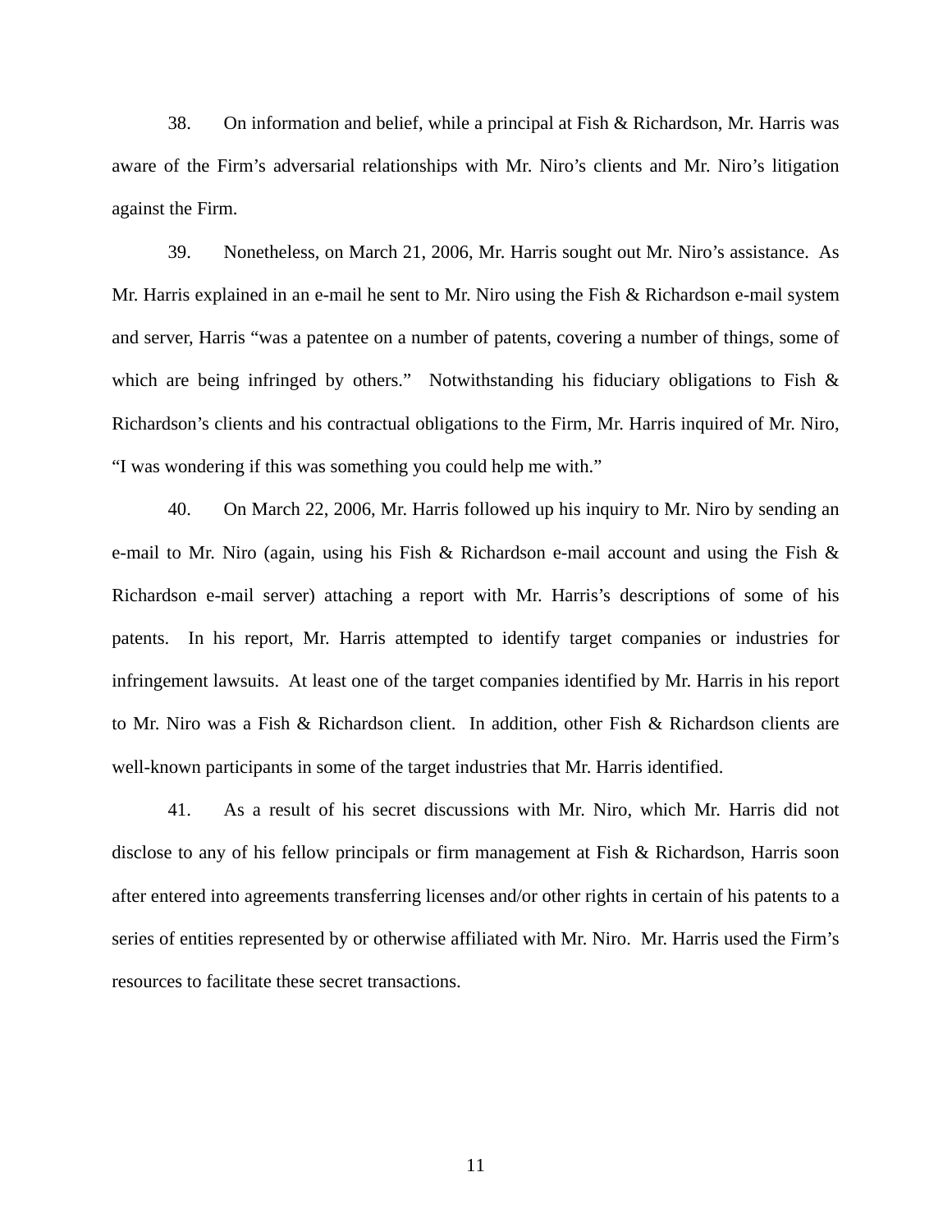38. On information and belief, while a principal at Fish & Richardson, Mr. Harris was aware of the Firm's adversarial relationships with Mr. Niro's clients and Mr. Niro's litigation against the Firm.

39. Nonetheless, on March 21, 2006, Mr. Harris sought out Mr. Niro's assistance. As Mr. Harris explained in an e-mail he sent to Mr. Niro using the Fish & Richardson e-mail system and server, Harris "was a patentee on a number of patents, covering a number of things, some of which are being infringed by others." Notwithstanding his fiduciary obligations to Fish & Richardson's clients and his contractual obligations to the Firm, Mr. Harris inquired of Mr. Niro, "I was wondering if this was something you could help me with."

40. On March 22, 2006, Mr. Harris followed up his inquiry to Mr. Niro by sending an e-mail to Mr. Niro (again, using his Fish & Richardson e-mail account and using the Fish & Richardson e-mail server) attaching a report with Mr. Harris's descriptions of some of his patents. In his report, Mr. Harris attempted to identify target companies or industries for infringement lawsuits. At least one of the target companies identified by Mr. Harris in his report to Mr. Niro was a Fish & Richardson client. In addition, other Fish & Richardson clients are well-known participants in some of the target industries that Mr. Harris identified.

41. As a result of his secret discussions with Mr. Niro, which Mr. Harris did not disclose to any of his fellow principals or firm management at Fish & Richardson, Harris soon after entered into agreements transferring licenses and/or other rights in certain of his patents to a series of entities represented by or otherwise affiliated with Mr. Niro. Mr. Harris used the Firm's resources to facilitate these secret transactions.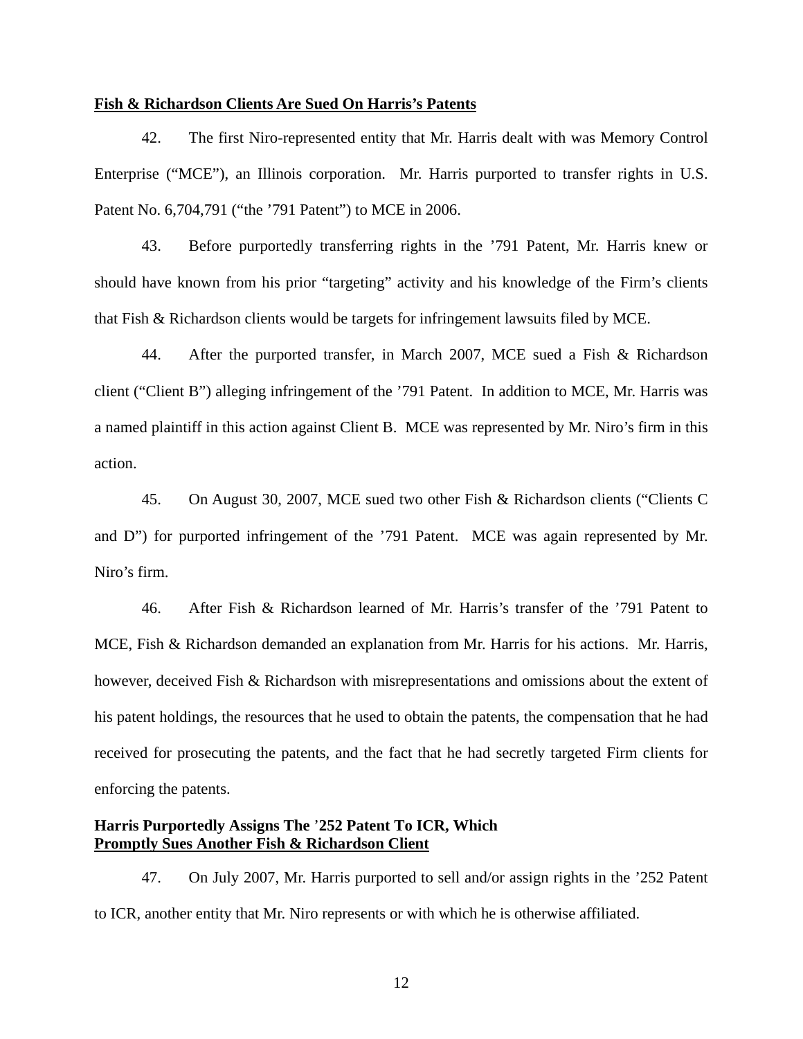**Fish & Richardson Clients Are Sued On Harris's Patents**

42. The first Niro-represented entity that Mr. Harris dealt with was Memory Control Enterprise ("MCE"), an Illinois corporation. Mr. Harris purported to transfer rights in U.S. Patent No. 6,704,791 ("the '791 Patent") to MCE in 2006.

43. Before purportedly transferring rights in the '791 Patent, Mr. Harris knew or should have known from his prior "targeting" activity and his knowledge of the Firm's clients that Fish & Richardson clients would be targets for infringement lawsuits filed by MCE.

44. After the purported transfer, in March 2007, MCE sued a Fish & Richardson client ("Client B") alleging infringement of the '791 Patent. In addition to MCE, Mr. Harris was a named plaintiff in this action against Client B. MCE was represented by Mr. Niro's firm in this action.

45. On August 30, 2007, MCE sued two other Fish & Richardson clients ("Clients C and D") for purported infringement of the '791 Patent. MCE was again represented by Mr. Niro's firm.

46. After Fish & Richardson learned of Mr. Harris's transfer of the '791 Patent to MCE, Fish & Richardson demanded an explanation from Mr. Harris for his actions. Mr. Harris, however, deceived Fish & Richardson with misrepresentations and omissions about the extent of his patent holdings, the resources that he used to obtain the patents, the compensation that he had received for prosecuting the patents, and the fact that he had secretly targeted Firm clients for enforcing the patents.

**Harris Purportedly Assigns The '252 Patent To ICR, Which**
**Promptly Sues Another Fish & Richardson Client**

47. On July 2007, Mr. Harris purported to sell and/or assign rights in the '252 Patent to ICR, another entity that Mr. Niro represents or with which he is otherwise affiliated.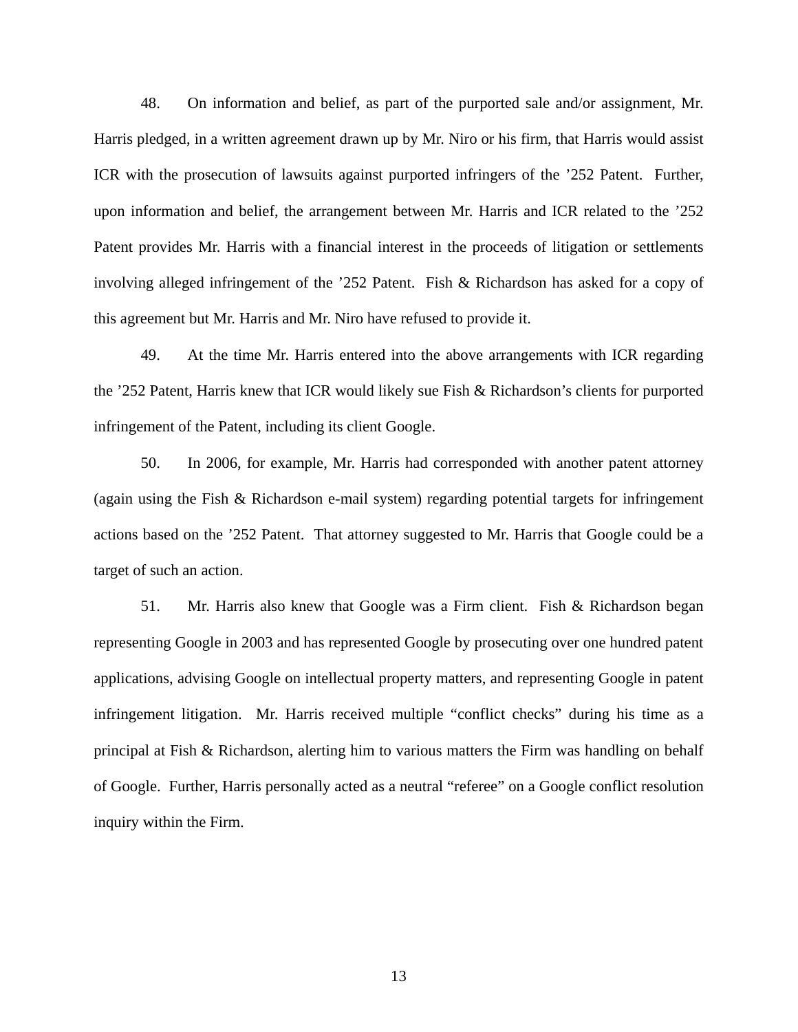48. On information and belief, as part of the purported sale and/or assignment, Mr. Harris pledged, in a written agreement drawn up by Mr. Niro or his firm, that Harris would assist ICR with the prosecution of lawsuits against purported infringers of the ’252 Patent. Further, upon information and belief, the arrangement between Mr. Harris and ICR related to the ’252 Patent provides Mr. Harris with a financial interest in the proceeds of litigation or settlements involving alleged infringement of the ’252 Patent. Fish & Richardson has asked for a copy of this agreement but Mr. Harris and Mr. Niro have refused to provide it.

49. At the time Mr. Harris entered into the above arrangements with ICR regarding the ’252 Patent, Harris knew that ICR would likely sue Fish & Richardson’s clients for purported infringement of the Patent, including its client Google.

50. In 2006, for example, Mr. Harris had corresponded with another patent attorney (again using the Fish & Richardson e-mail system) regarding potential targets for infringement actions based on the ’252 Patent. That attorney suggested to Mr. Harris that Google could be a target of such an action.

51. Mr. Harris also knew that Google was a Firm client. Fish & Richardson began representing Google in 2003 and has represented Google by prosecuting over one hundred patent applications, advising Google on intellectual property matters, and representing Google in patent infringement litigation. Mr. Harris received multiple “conflict checks” during his time as a principal at Fish & Richardson, alerting him to various matters the Firm was handling on behalf of Google. Further, Harris personally acted as a neutral “referee” on a Google conflict resolution inquiry within the Firm.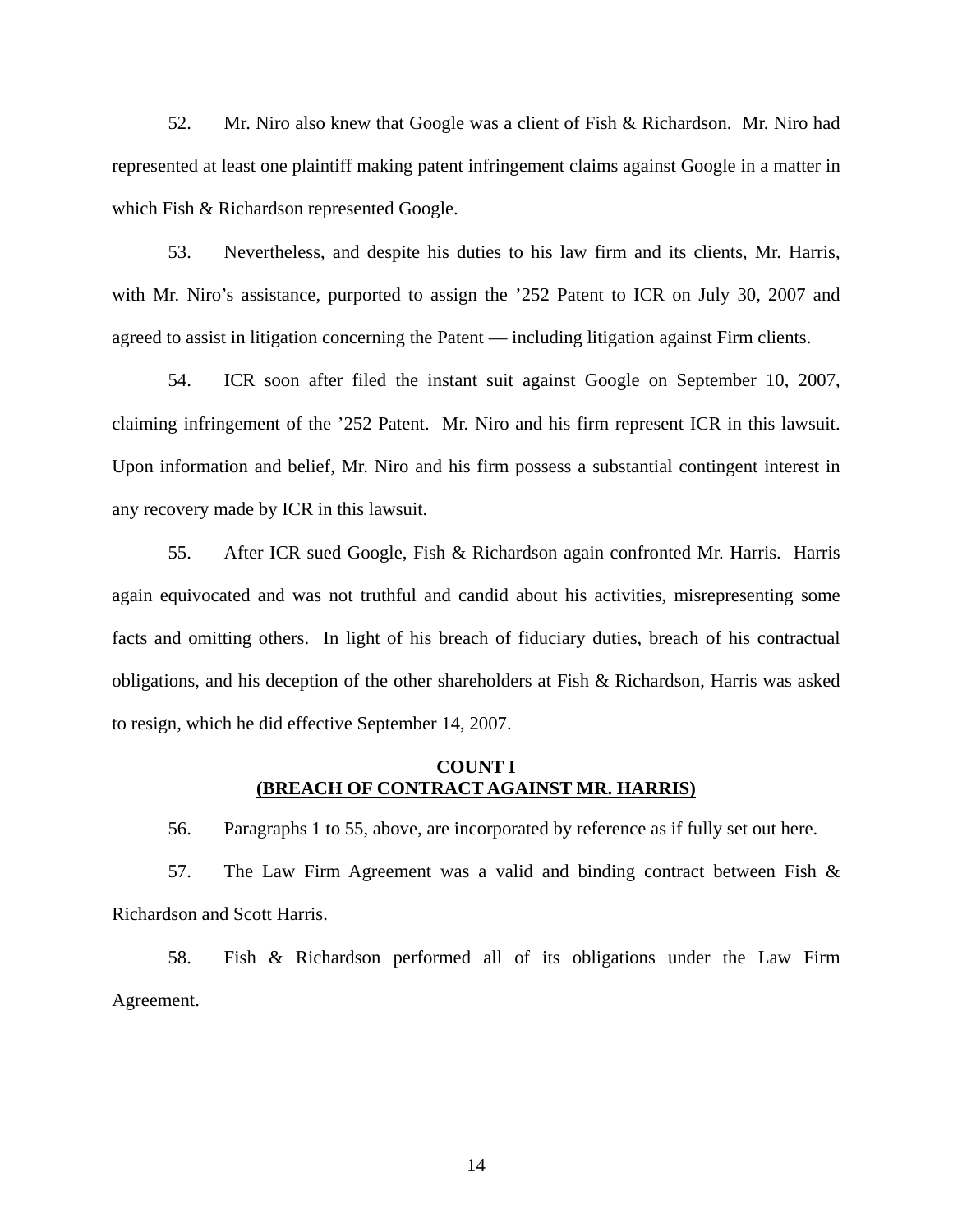52. Mr. Niro also knew that Google was a client of Fish & Richardson. Mr. Niro had represented at least one plaintiff making patent infringement claims against Google in a matter in which Fish & Richardson represented Google.

53. Nevertheless, and despite his duties to his law firm and its clients, Mr. Harris, with Mr. Niro's assistance, purported to assign the '252 Patent to ICR on July 30, 2007 and agreed to assist in litigation concerning the Patent — including litigation against Firm clients.

54. ICR soon after filed the instant suit against Google on September 10, 2007, claiming infringement of the '252 Patent. Mr. Niro and his firm represent ICR in this lawsuit. Upon information and belief, Mr. Niro and his firm possess a substantial contingent interest in any recovery made by ICR in this lawsuit.

55. After ICR sued Google, Fish & Richardson again confronted Mr. Harris. Harris again equivocated and was not truthful and candid about his activities, misrepresenting some facts and omitting others. In light of his breach of fiduciary duties, breach of his contractual obligations, and his deception of the other shareholders at Fish & Richardson, Harris was asked to resign, which he did effective September 14, 2007.

**COUNT I**
**(BREACH OF CONTRACT AGAINST MR. HARRIS)**

56. Paragraphs 1 to 55, above, are incorporated by reference as if fully set out here.

57. The Law Firm Agreement was a valid and binding contract between Fish & Richardson and Scott Harris.

58. Fish & Richardson performed all of its obligations under the Law Firm Agreement.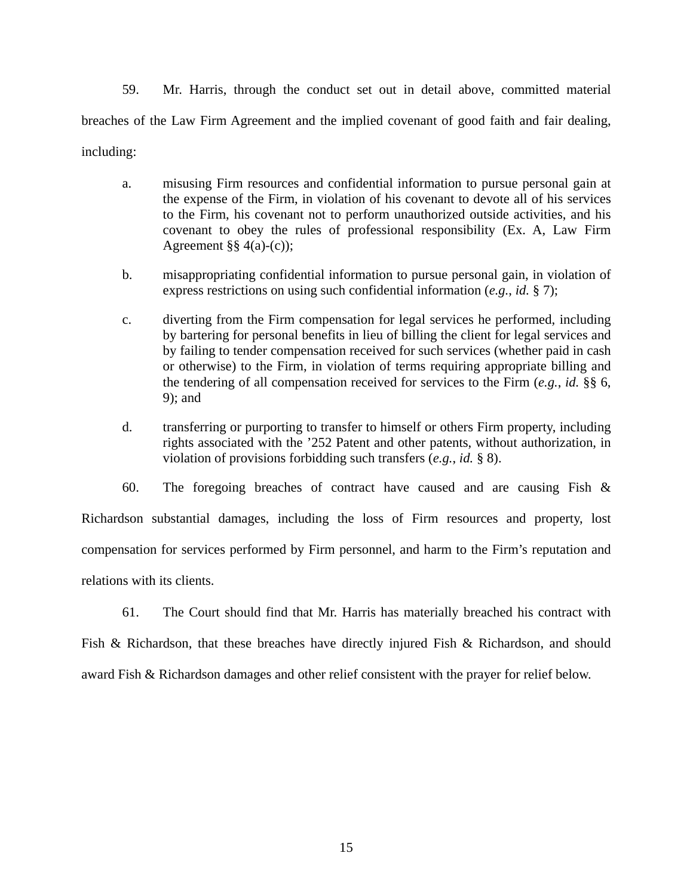59. Mr. Harris, through the conduct set out in detail above, committed material breaches of the Law Firm Agreement and the implied covenant of good faith and fair dealing, including:

a. misusing Firm resources and confidential information to pursue personal gain at the expense of the Firm, in violation of his covenant to devote all of his services to the Firm, his covenant not to perform unauthorized outside activities, and his covenant to obey the rules of professional responsibility (Ex. A, Law Firm Agreement §§ 4(a)-(c));

b. misappropriating confidential information to pursue personal gain, in violation of express restrictions on using such confidential information (*e.g.*, *id.* § 7);

c. diverting from the Firm compensation for legal services he performed, including by bartering for personal benefits in lieu of billing the client for legal services and by failing to tender compensation received for such services (whether paid in cash or otherwise) to the Firm, in violation of terms requiring appropriate billing and the tendering of all compensation received for services to the Firm (*e.g.*, *id.* §§ 6, 9); and

d. transferring or purporting to transfer to himself or others Firm property, including rights associated with the ’252 Patent and other patents, without authorization, in violation of provisions forbidding such transfers (*e.g.*, *id.* § 8).

60. The foregoing breaches of contract have caused and are causing Fish & Richardson substantial damages, including the loss of Firm resources and property, lost compensation for services performed by Firm personnel, and harm to the Firm’s reputation and relations with its clients.

61. The Court should find that Mr. Harris has materially breached his contract with Fish & Richardson, that these breaches have directly injured Fish & Richardson, and should award Fish & Richardson damages and other relief consistent with the prayer for relief below.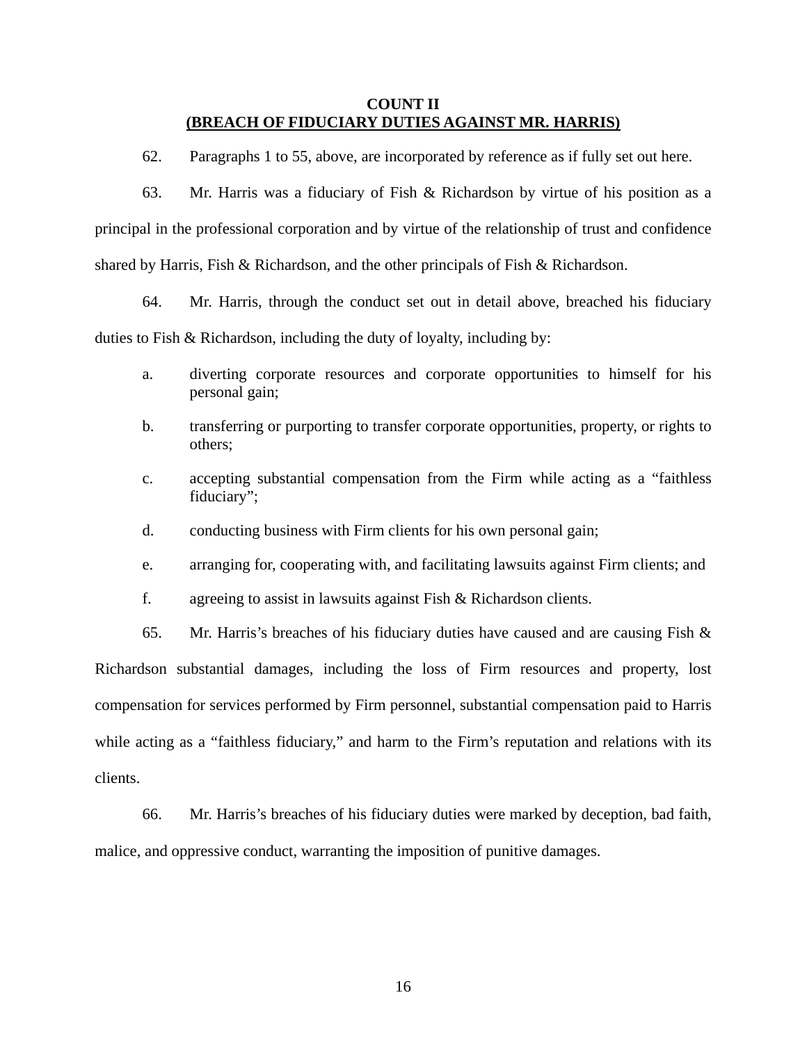**COUNT II**
**(BREACH OF FIDUCIARY DUTIES AGAINST MR. HARRIS)**

62. Paragraphs 1 to 55, above, are incorporated by reference as if fully set out here.

63. Mr. Harris was a fiduciary of Fish & Richardson by virtue of his position as a principal in the professional corporation and by virtue of the relationship of trust and confidence shared by Harris, Fish & Richardson, and the other principals of Fish & Richardson.

64. Mr. Harris, through the conduct set out in detail above, breached his fiduciary duties to Fish & Richardson, including the duty of loyalty, including by:

a. diverting corporate resources and corporate opportunities to himself for his personal gain;

b. transferring or purporting to transfer corporate opportunities, property, or rights to others;

c. accepting substantial compensation from the Firm while acting as a "faithless fiduciary";

d. conducting business with Firm clients for his own personal gain;

e. arranging for, cooperating with, and facilitating lawsuits against Firm clients; and

f. agreeing to assist in lawsuits against Fish & Richardson clients.

65. Mr. Harris's breaches of his fiduciary duties have caused and are causing Fish & Richardson substantial damages, including the loss of Firm resources and property, lost compensation for services performed by Firm personnel, substantial compensation paid to Harris while acting as a "faithless fiduciary," and harm to the Firm's reputation and relations with its clients.

66. Mr. Harris's breaches of his fiduciary duties were marked by deception, bad faith, malice, and oppressive conduct, warranting the imposition of punitive damages.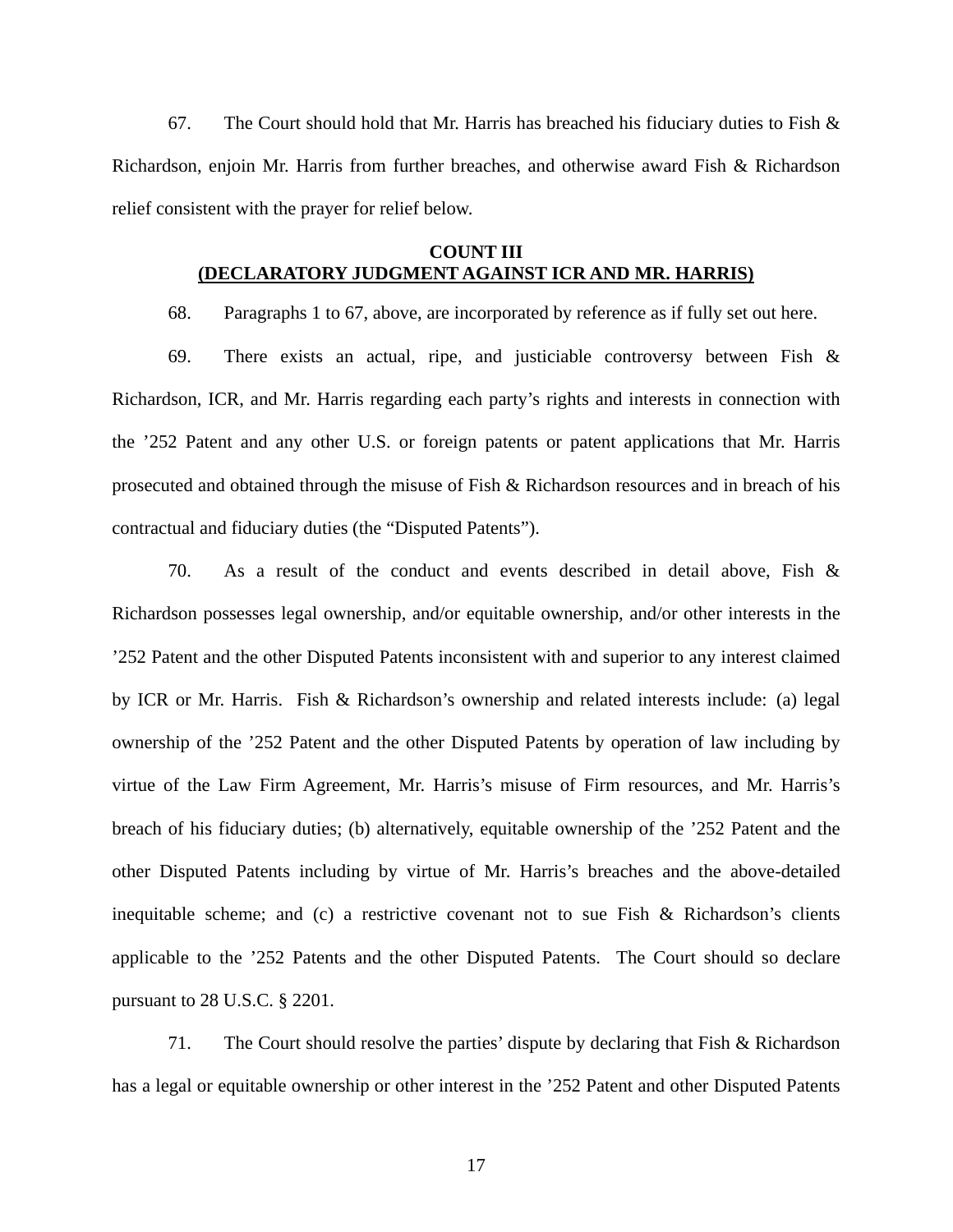67. The Court should hold that Mr. Harris has breached his fiduciary duties to Fish & Richardson, enjoin Mr. Harris from further breaches, and otherwise award Fish & Richardson relief consistent with the prayer for relief below.

**COUNT III**
**<u>(DECLARATORY JUDGMENT AGAINST ICR AND MR. HARRIS)</u>**

68. Paragraphs 1 to 67, above, are incorporated by reference as if fully set out here.

69. There exists an actual, ripe, and justiciable controversy between Fish & Richardson, ICR, and Mr. Harris regarding each party's rights and interests in connection with the '252 Patent and any other U.S. or foreign patents or patent applications that Mr. Harris prosecuted and obtained through the misuse of Fish & Richardson resources and in breach of his contractual and fiduciary duties (the "Disputed Patents").

70. As a result of the conduct and events described in detail above, Fish & Richardson possesses legal ownership, and/or equitable ownership, and/or other interests in the '252 Patent and the other Disputed Patents inconsistent with and superior to any interest claimed by ICR or Mr. Harris. Fish & Richardson's ownership and related interests include: (a) legal ownership of the '252 Patent and the other Disputed Patents by operation of law including by virtue of the Law Firm Agreement, Mr. Harris's misuse of Firm resources, and Mr. Harris's breach of his fiduciary duties; (b) alternatively, equitable ownership of the '252 Patent and the other Disputed Patents including by virtue of Mr. Harris's breaches and the above-detailed inequitable scheme; and (c) a restrictive covenant not to sue Fish & Richardson's clients applicable to the '252 Patents and the other Disputed Patents. The Court should so declare pursuant to 28 U.S.C. § 2201.

71. The Court should resolve the parties' dispute by declaring that Fish & Richardson has a legal or equitable ownership or other interest in the '252 Patent and other Disputed Patents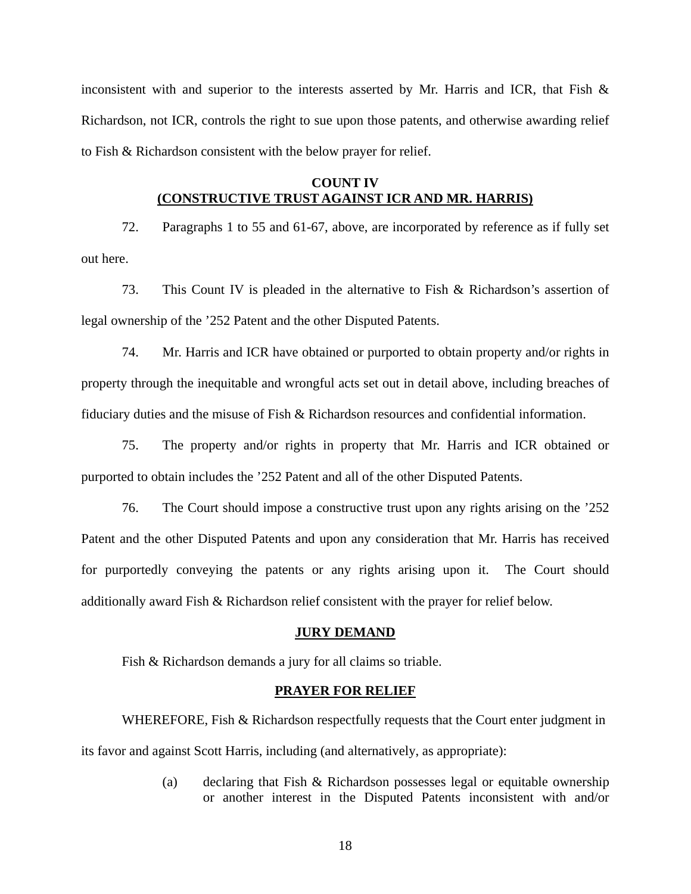inconsistent with and superior to the interests asserted by Mr. Harris and ICR, that Fish & Richardson, not ICR, controls the right to sue upon those patents, and otherwise awarding relief to Fish & Richardson consistent with the below prayer for relief.

**COUNT IV**
**(CONSTRUCTIVE TRUST AGAINST ICR AND MR. HARRIS)**

72. Paragraphs 1 to 55 and 61-67, above, are incorporated by reference as if fully set out here.

73. This Count IV is pleaded in the alternative to Fish & Richardson's assertion of legal ownership of the '252 Patent and the other Disputed Patents.

74. Mr. Harris and ICR have obtained or purported to obtain property and/or rights in property through the inequitable and wrongful acts set out in detail above, including breaches of fiduciary duties and the misuse of Fish & Richardson resources and confidential information.

75. The property and/or rights in property that Mr. Harris and ICR obtained or purported to obtain includes the '252 Patent and all of the other Disputed Patents.

76. The Court should impose a constructive trust upon any rights arising on the '252 Patent and the other Disputed Patents and upon any consideration that Mr. Harris has received for purportedly conveying the patents or any rights arising upon it. The Court should additionally award Fish & Richardson relief consistent with the prayer for relief below.

**JURY DEMAND**

Fish & Richardson demands a jury for all claims so triable.

**PRAYER FOR RELIEF**

WHEREFORE, Fish & Richardson respectfully requests that the Court enter judgment in its favor and against Scott Harris, including (and alternatively, as appropriate):

(a) declaring that Fish & Richardson possesses legal or equitable ownership or another interest in the Disputed Patents inconsistent with and/or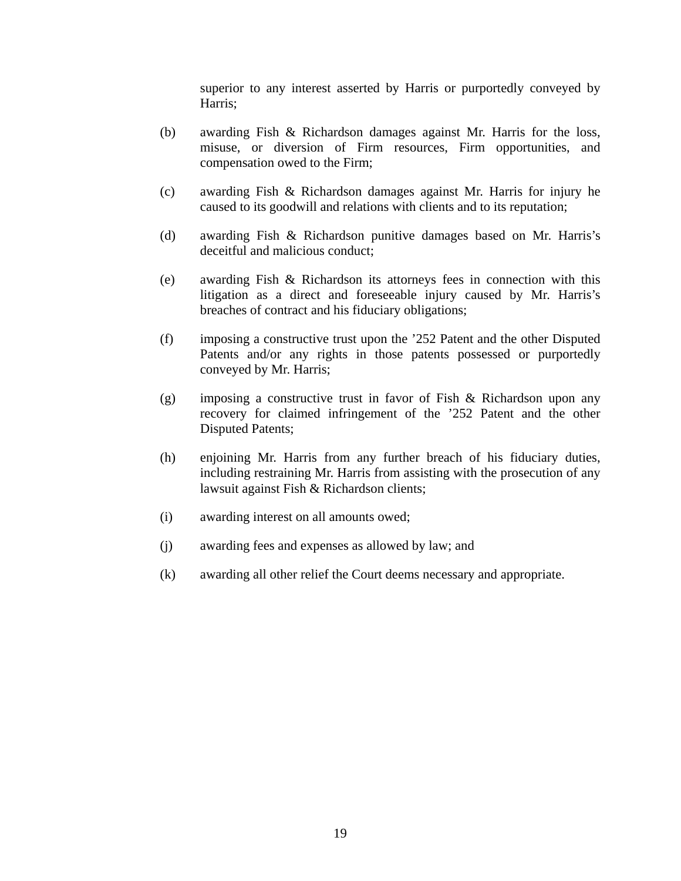superior to any interest asserted by Harris or purportedly conveyed by Harris;

(b) awarding Fish & Richardson damages against Mr. Harris for the loss, misuse, or diversion of Firm resources, Firm opportunities, and compensation owed to the Firm;

(c) awarding Fish & Richardson damages against Mr. Harris for injury he caused to its goodwill and relations with clients and to its reputation;

(d) awarding Fish & Richardson punitive damages based on Mr. Harris's deceitful and malicious conduct;

(e) awarding Fish & Richardson its attorneys fees in connection with this litigation as a direct and foreseeable injury caused by Mr. Harris's breaches of contract and his fiduciary obligations;

(f) imposing a constructive trust upon the '252 Patent and the other Disputed Patents and/or any rights in those patents possessed or purportedly conveyed by Mr. Harris;

(g) imposing a constructive trust in favor of Fish & Richardson upon any recovery for claimed infringement of the '252 Patent and the other Disputed Patents;

(h) enjoining Mr. Harris from any further breach of his fiduciary duties, including restraining Mr. Harris from assisting with the prosecution of any lawsuit against Fish & Richardson clients;

(i) awarding interest on all amounts owed;

(j) awarding fees and expenses as allowed by law; and

(k) awarding all other relief the Court deems necessary and appropriate.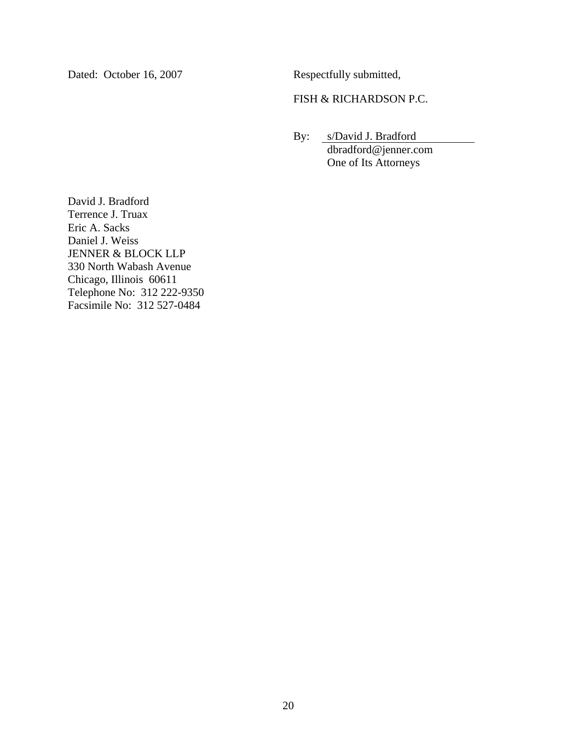Dated: October 16, 2007

Respectfully submitted,

FISH & RICHARDSON P.C.

By: s/David J. Bradford
dbradford@jenner.com
One of Its Attorneys

David J. Bradford
Terrence J. Truax
Eric A. Sacks
Daniel J. Weiss
JENNER & BLOCK LLP
330 North Wabash Avenue
Chicago, Illinois 60611
Telephone No: 312 222-9350
Facsimile No: 312 527-0484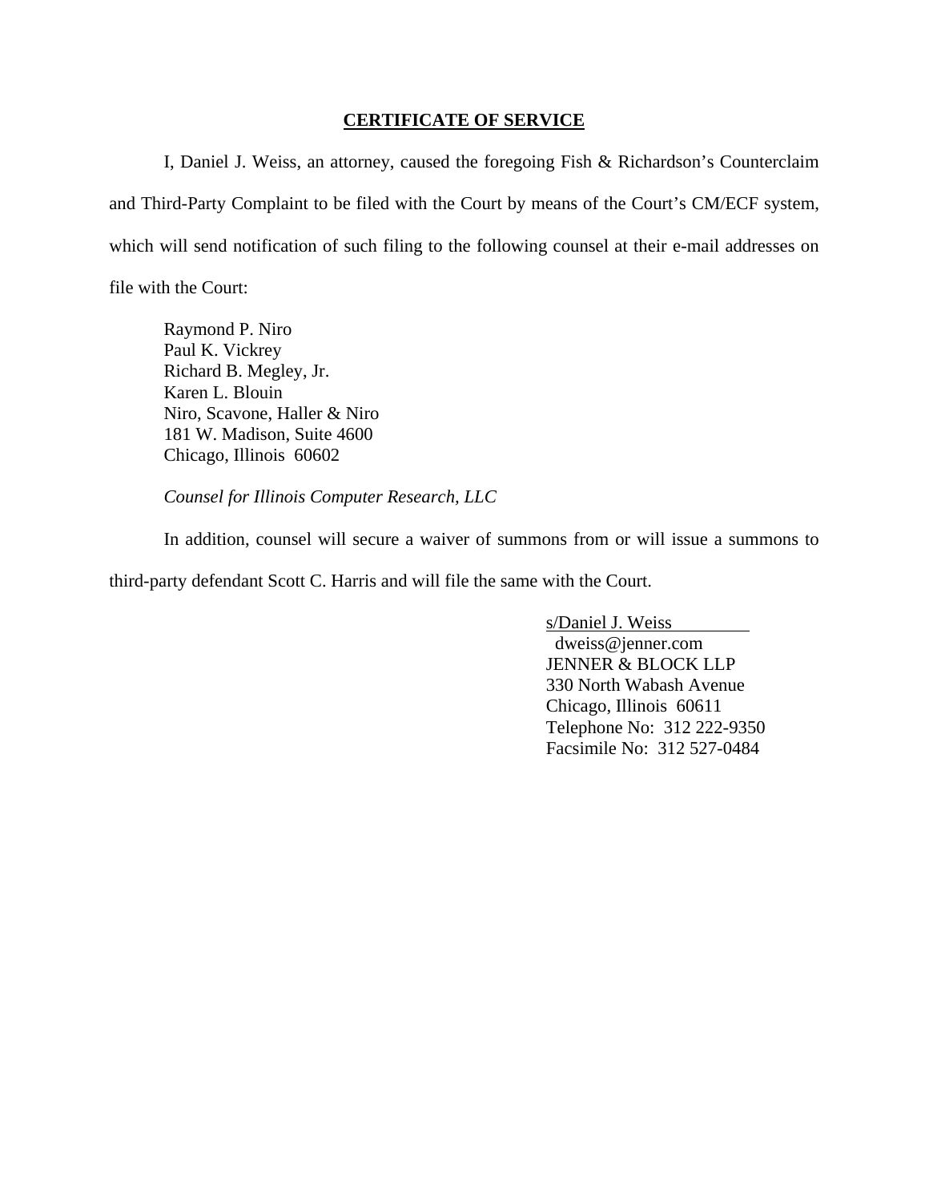## CERTIFICATE OF SERVICE

I, Daniel J. Weiss, an attorney, caused the foregoing Fish & Richardson's Counterclaim and Third-Party Complaint to be filed with the Court by means of the Court's CM/ECF system, which will send notification of such filing to the following counsel at their e-mail addresses on file with the Court:

Raymond P. Niro
Paul K. Vickrey
Richard B. Megley, Jr.
Karen L. Blouin
Niro, Scavone, Haller & Niro
181 W. Madison, Suite 4600
Chicago, Illinois 60602

*Counsel for Illinois Computer Research, LLC*

In addition, counsel will secure a waiver of summons from or will issue a summons to third-party defendant Scott C. Harris and will file the same with the Court.

s/Daniel J. Weiss
dweiss@jenner.com
JENNER & BLOCK LLP
330 North Wabash Avenue
Chicago, Illinois 60611
Telephone No: 312 222-9350
Facsimile No: 312 527-0484